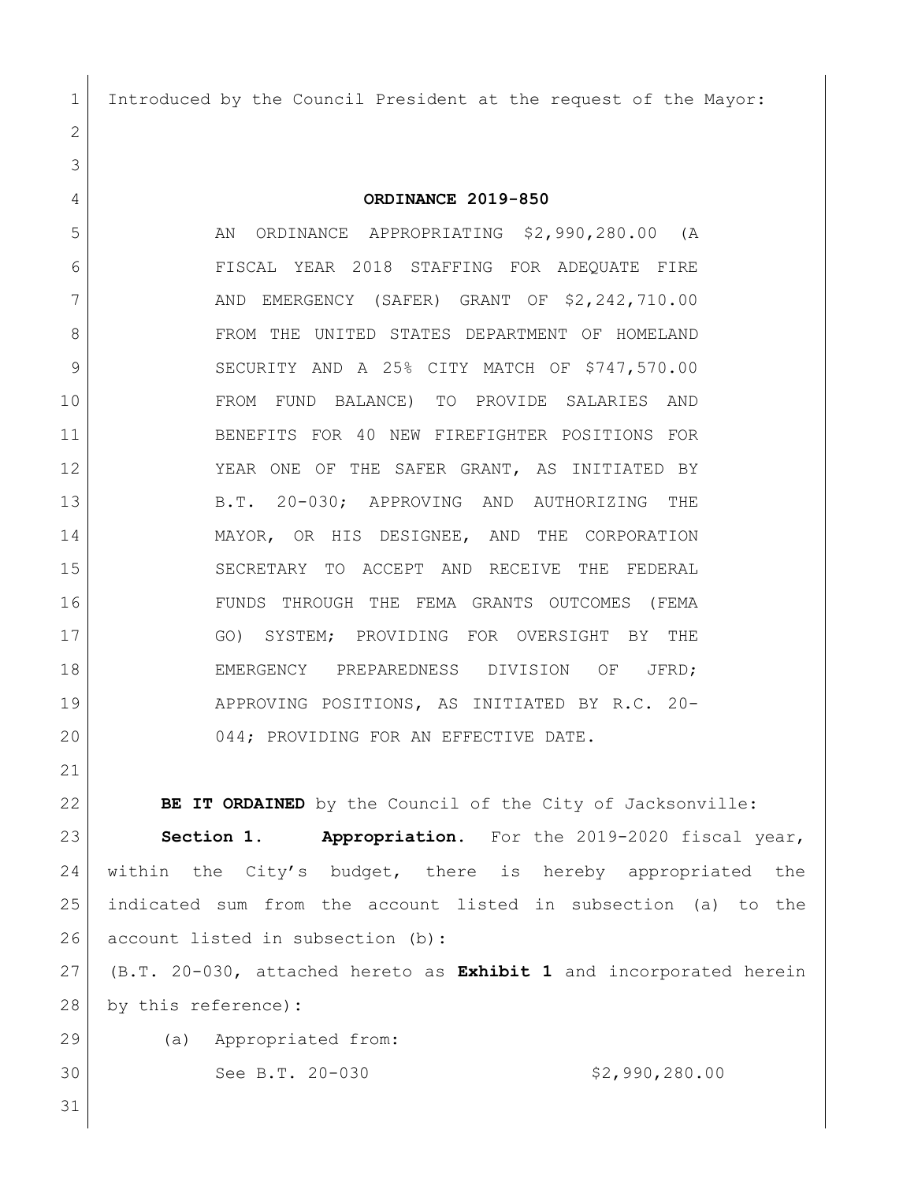Introduced by the Council President at the request of the Mayor:

# ORDINANCE 2019-850

AN ORDINANCE APPROPRIATING $2,990,280.00 (A FISCAL YEAR 2018 STAFFING FOR ADEQUATE FIRE AND EMERGENCY (SAFER) GRANT OF $2,242,710.00 FROM THE UNITED STATES DEPARTMENT OF HOMELAND SECURITY AND A 25% CITY MATCH OF $747,570.00 FROM FUND BALANCE) TO PROVIDE SALARIES AND BENEFITS FOR 40 NEW FIREFIGHTER POSITIONS FOR YEAR ONE OF THE SAFER GRANT, AS INITIATED BY B.T. 20-030; APPROVING AND AUTHORIZING THE MAYOR, OR HIS DESIGNEE, AND THE CORPORATION SECRETARY TO ACCEPT AND RECEIVE THE FEDERAL FUNDS THROUGH THE FEMA GRANTS OUTCOMES (FEMA GO) SYSTEM; PROVIDING FOR OVERSIGHT BY THE EMERGENCY PREPAREDNESS DIVISION OF JFRD; APPROVING POSITIONS, AS INITIATED BY R.C. 20-044; PROVIDING FOR AN EFFECTIVE DATE.

**BE IT ORDAINED** by the Council of the City of Jacksonville:

**Section 1. Appropriation.** For the 2019-2020 fiscal year, within the City's budget, there is hereby appropriated the indicated sum from the account listed in subsection (a) to the account listed in subsection (b):

(B.T. 20-030, attached hereto as **Exhibit 1** and incorporated herein by this reference):

(a) Appropriated from:

See B.T. 20-030 $2,990,280.00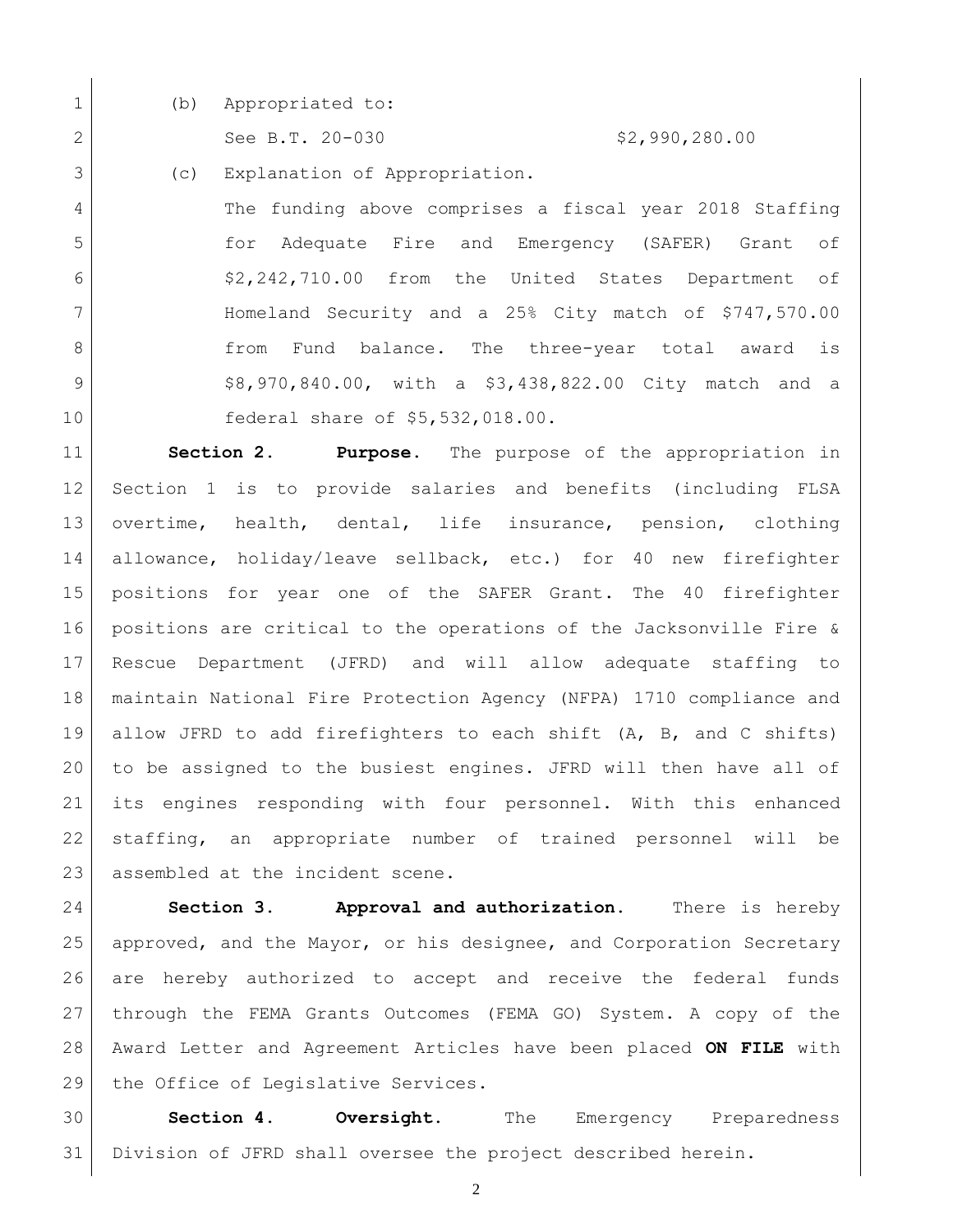(b) Appropriated to:

See B.T. 20-030 $2,990,280.00

(c) Explanation of Appropriation.

The funding above comprises a fiscal year 2018 Staffing for Adequate Fire and Emergency (SAFER) Grant of $2,242,710.00 from the United States Department of Homeland Security and a 25% City match of $747,570.00 from Fund balance. The three-year total award is $8,970,840.00, with a $3,438,822.00 City match and a federal share of $5,532,018.00.

**Section 2. Purpose.** The purpose of the appropriation in Section 1 is to provide salaries and benefits (including FLSA overtime, health, dental, life insurance, pension, clothing allowance, holiday/leave sellback, etc.) for 40 new firefighter positions for year one of the SAFER Grant. The 40 firefighter positions are critical to the operations of the Jacksonville Fire & Rescue Department (JFRD) and will allow adequate staffing to maintain National Fire Protection Agency (NFPA) 1710 compliance and allow JFRD to add firefighters to each shift (A, B, and C shifts) to be assigned to the busiest engines. JFRD will then have all of its engines responding with four personnel. With this enhanced staffing, an appropriate number of trained personnel will be assembled at the incident scene.

**Section 3. Approval and authorization.** There is hereby approved, and the Mayor, or his designee, and Corporation Secretary are hereby authorized to accept and receive the federal funds through the FEMA Grants Outcomes (FEMA GO) System. A copy of the Award Letter and Agreement Articles have been placed **ON FILE** with the Office of Legislative Services.

**Section 4. Oversight.** The Emergency Preparedness Division of JFRD shall oversee the project described herein.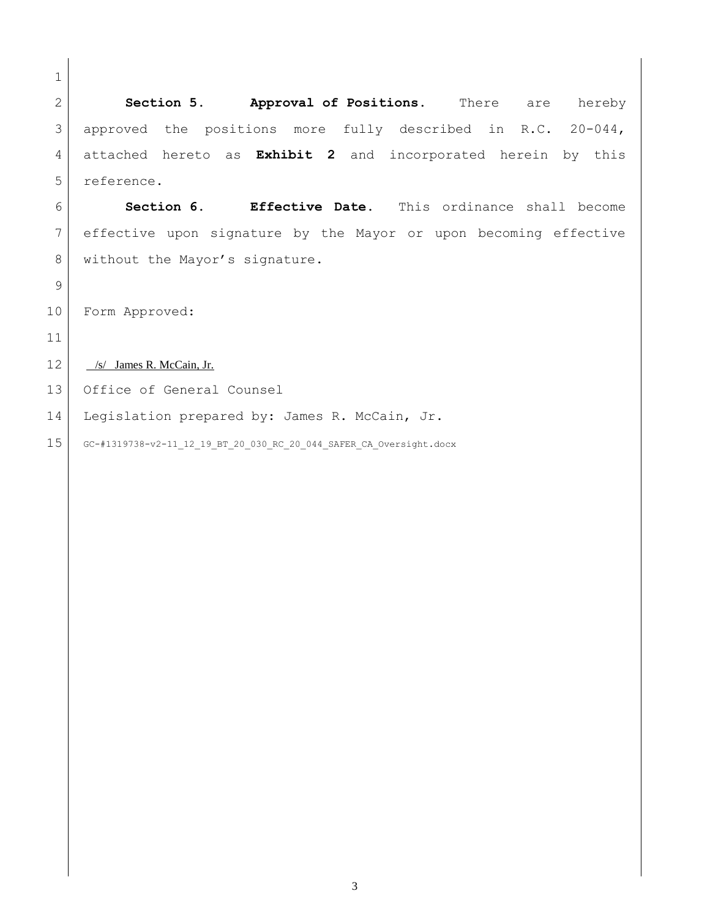**Section 5. Approval of Positions.** There are hereby approved the positions more fully described in R.C. 20-044, attached hereto as **Exhibit 2** and incorporated herein by this reference.

**Section 6. Effective Date.** This ordinance shall become effective upon signature by the Mayor or upon becoming effective without the Mayor's signature.

Form Approved:

/s/ James R. McCain, Jr.

Office of General Counsel

Legislation prepared by: James R. McCain, Jr.

GC-#1319738-v2-11_12_19_BT_20_030_RC_20_044_SAFER_CA_Oversight.docx